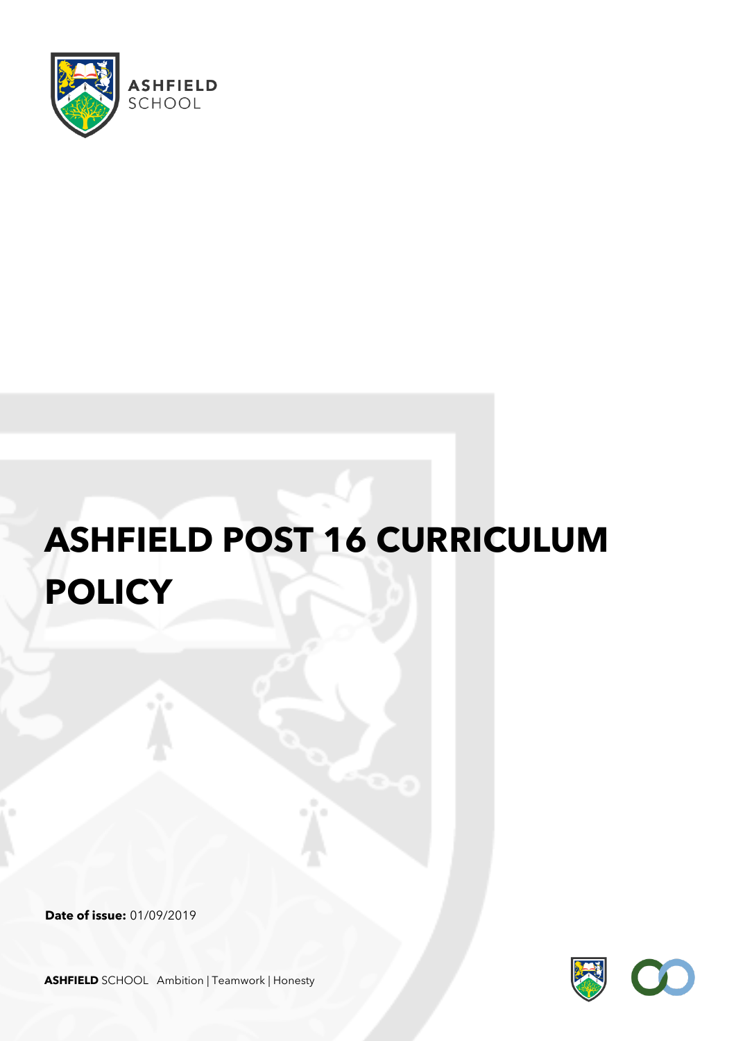ASHFIELD SCHOOL

# ASHFIELD POST 16 CURRICULUM POLICY

**Date of issue:** 01/09/2019

**ASHFIELD** SCHOOL Ambition | Teamwork | Honesty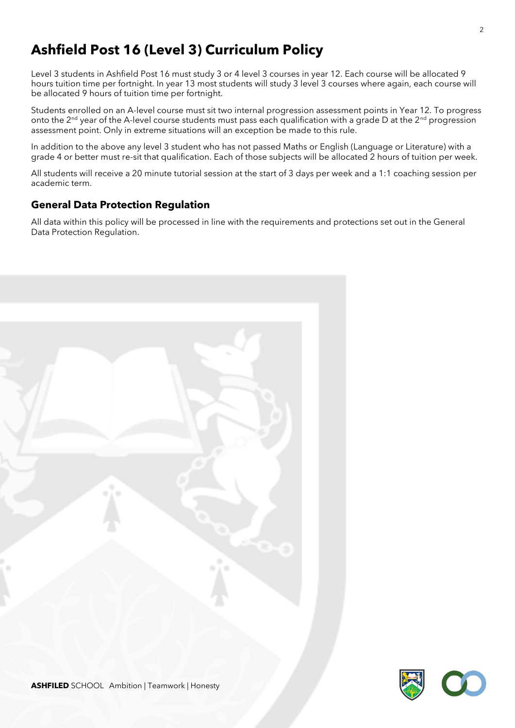# Ashfield Post 16 (Level 3) Curriculum Policy

Level 3 students in Ashfield Post 16 must study 3 or 4 level 3 courses in year 12. Each course will be allocated 9 hours tuition time per fortnight. In year 13 most students will study 3 level 3 courses where again, each course will be allocated 9 hours of tuition time per fortnight.

Students enrolled on an A-level course must sit two internal progression assessment points in Year 12. To progress onto the 2nd year of the A-level course students must pass each qualification with a grade D at the 2nd progression assessment point. Only in extreme situations will an exception be made to this rule.

In addition to the above any level 3 student who has not passed Maths or English (Language or Literature) with a grade 4 or better must re-sit that qualification. Each of those subjects will be allocated 2 hours of tuition per week.

All students will receive a 20 minute tutorial session at the start of 3 days per week and a 1:1 coaching session per academic term.

## General Data Protection Regulation

All data within this policy will be processed in line with the requirements and protections set out in the General Data Protection Regulation.